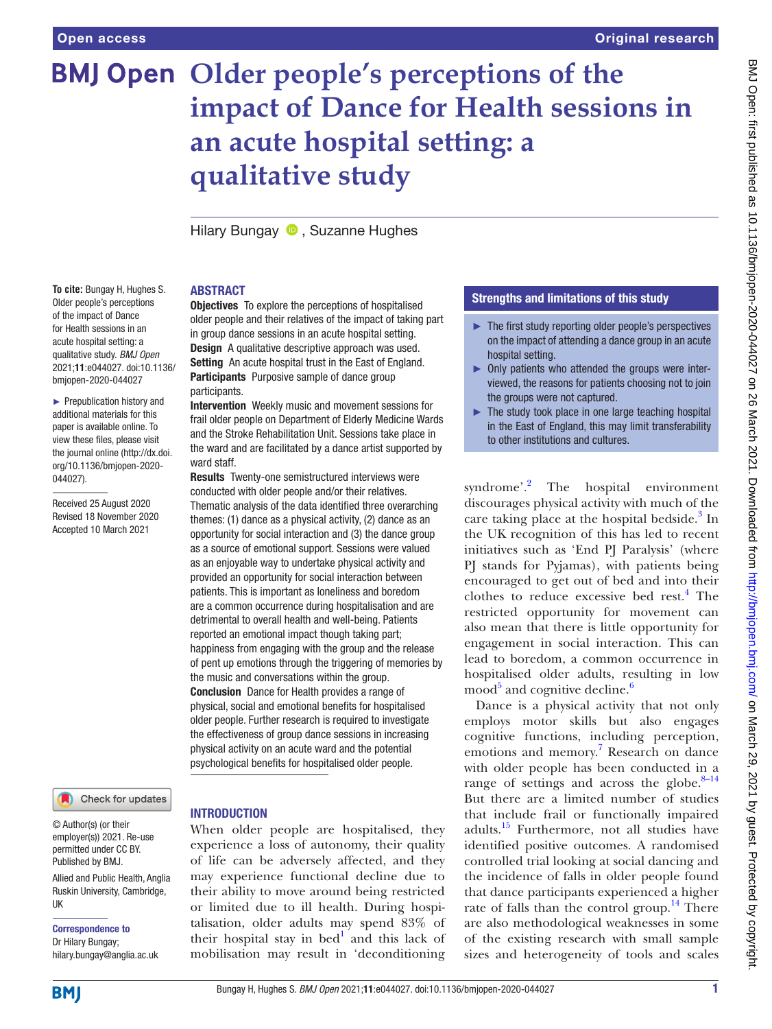# Older people's perceptions of the impact of Dance for Health sessions in an acute hospital setting: a qualitative study

Hilary Bungay, Suzanne Hughes

**To cite:** Bungay H, Hughes S. Older people's perceptions of the impact of Dance for Health sessions in an acute hospital setting: a qualitative study. *BMJ Open* 2021;**11**:e044027. doi:10.1136/bmjopen-2020-044027

► Prepublication history and additional materials for this paper is available online. To view these files, please visit the journal online (http://dx.doi.org/10.1136/bmjopen-2020-044027).

Received 25 August 2020
Revised 18 November 2020
Accepted 10 March 2021

© Author(s) (or their employer(s)) 2021. Re-use permitted under CC BY. Published by BMJ.

Allied and Public Health, Anglia Ruskin University, Cambridge, UK

**Correspondence to**
Dr Hilary Bungay;
hilary.bungay@anglia.ac.uk

## ABSTRACT

**Objectives** To explore the perceptions of hospitalised older people and their relatives of the impact of taking part in group dance sessions in an acute hospital setting.

**Design** A qualitative descriptive approach was used.

**Setting** An acute hospital trust in the East of England.

**Participants** Purposive sample of dance group participants.

**Intervention** Weekly music and movement sessions for frail older people on Department of Elderly Medicine Wards and the Stroke Rehabilitation Unit. Sessions take place in the ward and are facilitated by a dance artist supported by ward staff.

**Results** Twenty-one semistructured interviews were conducted with older people and/or their relatives. Thematic analysis of the data identified three overarching themes: (1) dance as a physical activity, (2) dance as an opportunity for social interaction and (3) the dance group as a source of emotional support. Sessions were valued as an enjoyable way to undertake physical activity and provided an opportunity for social interaction between patients. This is important as loneliness and boredom are a common occurrence during hospitalisation and are detrimental to overall health and well-being. Patients reported an emotional impact though taking part; happiness from engaging with the group and the release of pent up emotions through the triggering of memories by the music and conversations within the group.

**Conclusion** Dance for Health provides a range of physical, social and emotional benefits for hospitalised older people. Further research is required to investigate the effectiveness of group dance sessions in increasing physical activity on an acute ward and the potential psychological benefits for hospitalised older people.

## Strengths and limitations of this study

- ► The first study reporting older people's perspectives on the impact of attending a dance group in an acute hospital setting.
- ► Only patients who attended the groups were interviewed, the reasons for patients choosing not to join the groups were not captured.
- ► The study took place in one large teaching hospital in the East of England, this may limit transferability to other institutions and cultures.

## INTRODUCTION

When older people are hospitalised, they experience a loss of autonomy, their quality of life can be adversely affected, and they may experience functional decline due to their ability to move around being restricted or limited due to ill health. During hospitalisation, older adults may spend 83% of their hospital stay in bed[1] and this lack of mobilisation may result in 'deconditioning syndrome'.[2] The hospital environment discourages physical activity with much of the care taking place at the hospital bedside.[3] In the UK recognition of this has led to recent initiatives such as 'End PJ Paralysis' (where PJ stands for Pyjamas), with patients being encouraged to get out of bed and into their clothes to reduce excessive bed rest.[4] The restricted opportunity for movement can also mean that there is little opportunity for engagement in social interaction. This can lead to boredom, a common occurrence in hospitalised older adults, resulting in low mood[5] and cognitive decline.[6]

Dance is a physical activity that not only employs motor skills but also engages cognitive functions, including perception, emotions and memory.[7] Research on dance with older people has been conducted in a range of settings and across the globe.[8–14] But there are a limited number of studies that include frail or functionally impaired adults.[15] Furthermore, not all studies have identified positive outcomes. A randomised controlled trial looking at social dancing and the incidence of falls in older people found that dance participants experienced a higher rate of falls than the control group.[14] There are also methodological weaknesses in some of the existing research with small sample sizes and heterogeneity of tools and scales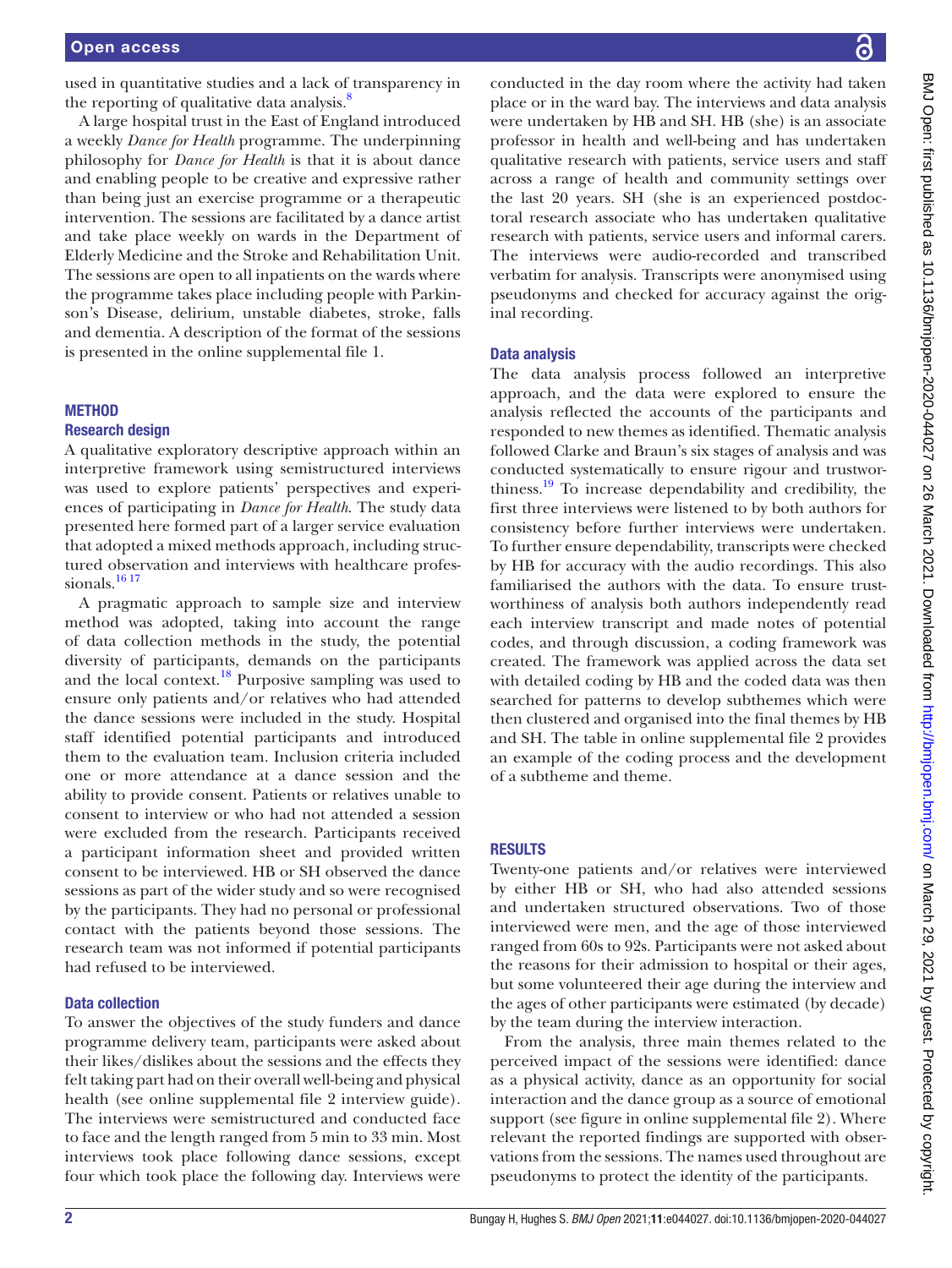used in quantitative studies and a lack of transparency in the reporting of qualitative data analysis.[8]

A large hospital trust in the East of England introduced a weekly *Dance for Health* programme. The underpinning philosophy for *Dance for Health* is that it is about dance and enabling people to be creative and expressive rather than being just an exercise programme or a therapeutic intervention. The sessions are facilitated by a dance artist and take place weekly on wards in the Department of Elderly Medicine and the Stroke and Rehabilitation Unit. The sessions are open to all inpatients on the wards where the programme takes place including people with Parkinson's Disease, delirium, unstable diabetes, stroke, falls and dementia. A description of the format of the sessions is presented in the online supplemental file 1.

## METHOD

### Research design

A qualitative exploratory descriptive approach within an interpretive framework using semistructured interviews was used to explore patients' perspectives and experiences of participating in *Dance for Health*. The study data presented here formed part of a larger service evaluation that adopted a mixed methods approach, including structured observation and interviews with healthcare professionals.[16 17]

A pragmatic approach to sample size and interview method was adopted, taking into account the range of data collection methods in the study, the potential diversity of participants, demands on the participants and the local context.[18] Purposive sampling was used to ensure only patients and/or relatives who had attended the dance sessions were included in the study. Hospital staff identified potential participants and introduced them to the evaluation team. Inclusion criteria included one or more attendance at a dance session and the ability to provide consent. Patients or relatives unable to consent to interview or who had not attended a session were excluded from the research. Participants received a participant information sheet and provided written consent to be interviewed. HB or SH observed the dance sessions as part of the wider study and so were recognised by the participants. They had no personal or professional contact with the patients beyond those sessions. The research team was not informed if potential participants had refused to be interviewed.

### Data collection

To answer the objectives of the study funders and dance programme delivery team, participants were asked about their likes/dislikes about the sessions and the effects they felt taking part had on their overall well-being and physical health (see online supplemental file 2 interview guide). The interviews were semistructured and conducted face to face and the length ranged from 5 min to 33 min. Most interviews took place following dance sessions, except four which took place the following day. Interviews were conducted in the day room where the activity had taken place or in the ward bay. The interviews and data analysis were undertaken by HB and SH. HB (she) is an associate professor in health and well-being and has undertaken qualitative research with patients, service users and staff across a range of health and community settings over the last 20 years. SH (she is an experienced postdoctoral research associate who has undertaken qualitative research with patients, service users and informal carers. The interviews were audio-recorded and transcribed verbatim for analysis. Transcripts were anonymised using pseudonyms and checked for accuracy against the original recording.

### Data analysis

The data analysis process followed an interpretive approach, and the data were explored to ensure the analysis reflected the accounts of the participants and responded to new themes as identified. Thematic analysis followed Clarke and Braun's six stages of analysis and was conducted systematically to ensure rigour and trustworthiness.[19] To increase dependability and credibility, the first three interviews were listened to by both authors for consistency before further interviews were undertaken. To further ensure dependability, transcripts were checked by HB for accuracy with the audio recordings. This also familiarised the authors with the data. To ensure trustworthiness of analysis both authors independently read each interview transcript and made notes of potential codes, and through discussion, a coding framework was created. The framework was applied across the data set with detailed coding by HB and the coded data was then searched for patterns to develop subthemes which were then clustered and organised into the final themes by HB and SH. The table in online supplemental file 2 provides an example of the coding process and the development of a subtheme and theme.

## RESULTS

Twenty-one patients and/or relatives were interviewed by either HB or SH, who had also attended sessions and undertaken structured observations. Two of those interviewed were men, and the age of those interviewed ranged from 60s to 92s. Participants were not asked about the reasons for their admission to hospital or their ages, but some volunteered their age during the interview and the ages of other participants were estimated (by decade) by the team during the interview interaction.

From the analysis, three main themes related to the perceived impact of the sessions were identified: dance as a physical activity, dance as an opportunity for social interaction and the dance group as a source of emotional support (see figure in online supplemental file 2). Where relevant the reported findings are supported with observations from the sessions. The names used throughout are pseudonyms to protect the identity of the participants.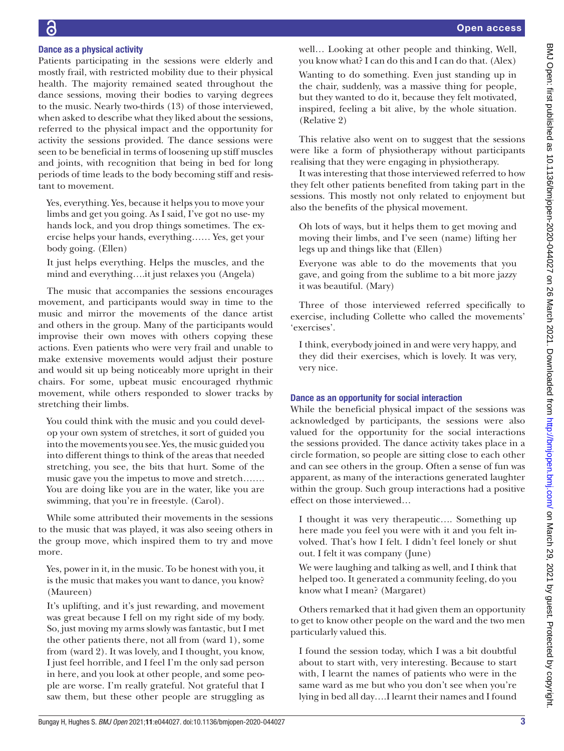### Dance as a physical activity

Patients participating in the sessions were elderly and mostly frail, with restricted mobility due to their physical health. The majority remained seated throughout the dance sessions, moving their bodies to varying degrees to the music. Nearly two-thirds (13) of those interviewed, when asked to describe what they liked about the sessions, referred to the physical impact and the opportunity for activity the sessions provided. The dance sessions were seen to be beneficial in terms of loosening up stiff muscles and joints, with recognition that being in bed for long periods of time leads to the body becoming stiff and resistant to movement.

> Yes, everything. Yes, because it helps you to move your limbs and get you going. As I said, I've got no use- my hands lock, and you drop things sometimes. The exercise helps your hands, everything…… Yes, get your body going. (Ellen)

> It just helps everything. Helps the muscles, and the mind and everything….it just relaxes you (Angela)

The music that accompanies the sessions encourages movement, and participants would sway in time to the music and mirror the movements of the dance artist and others in the group. Many of the participants would improvise their own moves with others copying these actions. Even patients who were very frail and unable to make extensive movements would adjust their posture and would sit up being noticeably more upright in their chairs. For some, upbeat music encouraged rhythmic movement, while others responded to slower tracks by stretching their limbs.

> You could think with the music and you could develop your own system of stretches, it sort of guided you into the movements you see. Yes, the music guided you into different things to think of the areas that needed stretching, you see, the bits that hurt. Some of the music gave you the impetus to move and stretch……. You are doing like you are in the water, like you are swimming, that you're in freestyle. (Carol).

While some attributed their movements in the sessions to the music that was played, it was also seeing others in the group move, which inspired them to try and move more.

> Yes, power in it, in the music. To be honest with you, it is the music that makes you want to dance, you know? (Maureen)

> It's uplifting, and it's just rewarding, and movement was great because I fell on my right side of my body. So, just moving my arms slowly was fantastic, but I met the other patients there, not all from (ward 1), some from (ward 2). It was lovely, and I thought, you know, I just feel horrible, and I feel I'm the only sad person in here, and you look at other people, and some people are worse. I'm really grateful. Not grateful that I saw them, but these other people are struggling as well… Looking at other people and thinking, Well, you know what? I can do this and I can do that. (Alex)

> Wanting to do something. Even just standing up in the chair, suddenly, was a massive thing for people, but they wanted to do it, because they felt motivated, inspired, feeling a bit alive, by the whole situation. (Relative 2)

This relative also went on to suggest that the sessions were like a form of physiotherapy without participants realising that they were engaging in physiotherapy.

It was interesting that those interviewed referred to how they felt other patients benefited from taking part in the sessions. This mostly not only related to enjoyment but also the benefits of the physical movement.

> Oh lots of ways, but it helps them to get moving and moving their limbs, and I've seen (name) lifting her legs up and things like that (Ellen)

> Everyone was able to do the movements that you gave, and going from the sublime to a bit more jazzy it was beautiful. (Mary)

Three of those interviewed referred specifically to exercise, including Collette who called the movements' 'exercises'.

> I think, everybody joined in and were very happy, and they did their exercises, which is lovely. It was very, very nice.

### Dance as an opportunity for social interaction

While the beneficial physical impact of the sessions was acknowledged by participants, the sessions were also valued for the opportunity for the social interactions the sessions provided. The dance activity takes place in a circle formation, so people are sitting close to each other and can see others in the group. Often a sense of fun was apparent, as many of the interactions generated laughter within the group. Such group interactions had a positive effect on those interviewed…

> I thought it was very therapeutic…. Something up here made you feel you were with it and you felt involved. That's how I felt. I didn't feel lonely or shut out. I felt it was company (June)

> We were laughing and talking as well, and I think that helped too. It generated a community feeling, do you know what I mean? (Margaret)

Others remarked that it had given them an opportunity to get to know other people on the ward and the two men particularly valued this.

> I found the session today, which I was a bit doubtful about to start with, very interesting. Because to start with, I learnt the names of patients who were in the same ward as me but who you don't see when you're lying in bed all day….I learnt their names and I found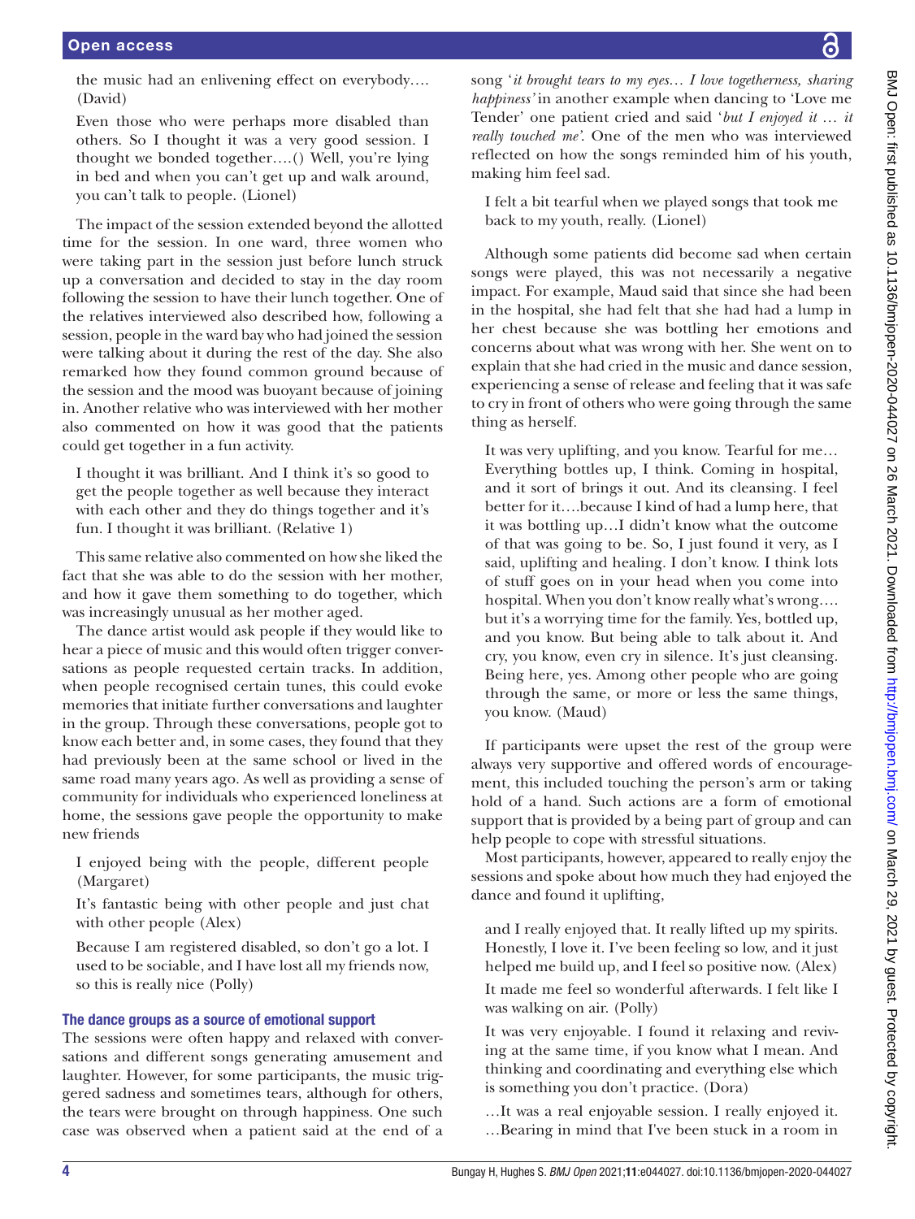the music had an enlivening effect on everybody…. (David)

> Even those who were perhaps more disabled than others. So I thought it was a very good session. I thought we bonded together….() Well, you're lying in bed and when you can't get up and walk around, you can't talk to people. (Lionel)

The impact of the session extended beyond the allotted time for the session. In one ward, three women who were taking part in the session just before lunch struck up a conversation and decided to stay in the day room following the session to have their lunch together. One of the relatives interviewed also described how, following a session, people in the ward bay who had joined the session were talking about it during the rest of the day. She also remarked how they found common ground because of the session and the mood was buoyant because of joining in. Another relative who was interviewed with her mother also commented on how it was good that the patients could get together in a fun activity.

> I thought it was brilliant. And I think it's so good to get the people together as well because they interact with each other and they do things together and it's fun. I thought it was brilliant. (Relative 1)

This same relative also commented on how she liked the fact that she was able to do the session with her mother, and how it gave them something to do together, which was increasingly unusual as her mother aged.

The dance artist would ask people if they would like to hear a piece of music and this would often trigger conversations as people requested certain tracks. In addition, when people recognised certain tunes, this could evoke memories that initiate further conversations and laughter in the group. Through these conversations, people got to know each better and, in some cases, they found that they had previously been at the same school or lived in the same road many years ago. As well as providing a sense of community for individuals who experienced loneliness at home, the sessions gave people the opportunity to make new friends

> I enjoyed being with the people, different people (Margaret)

> It's fantastic being with other people and just chat with other people (Alex)

> Because I am registered disabled, so don't go a lot. I used to be sociable, and I have lost all my friends now, so this is really nice (Polly)

### The dance groups as a source of emotional support

The sessions were often happy and relaxed with conversations and different songs generating amusement and laughter. However, for some participants, the music triggered sadness and sometimes tears, although for others, the tears were brought on through happiness. One such case was observed when a patient said at the end of a song '*it brought tears to my eyes… I love togetherness, sharing happiness'* in another example when dancing to 'Love me Tender' one patient cried and said '*but I enjoyed it … it really touched me'.* One of the men who was interviewed reflected on how the songs reminded him of his youth, making him feel sad.

> I felt a bit tearful when we played songs that took me back to my youth, really. (Lionel)

Although some patients did become sad when certain songs were played, this was not necessarily a negative impact. For example, Maud said that since she had been in the hospital, she had felt that she had had a lump in her chest because she was bottling her emotions and concerns about what was wrong with her. She went on to explain that she had cried in the music and dance session, experiencing a sense of release and feeling that it was safe to cry in front of others who were going through the same thing as herself.

> It was very uplifting, and you know. Tearful for me… Everything bottles up, I think. Coming in hospital, and it sort of brings it out. And its cleansing. I feel better for it….because I kind of had a lump here, that it was bottling up…I didn't know what the outcome of that was going to be. So, I just found it very, as I said, uplifting and healing. I don't know. I think lots of stuff goes on in your head when you come into hospital. When you don't know really what's wrong…. but it's a worrying time for the family. Yes, bottled up, and you know. But being able to talk about it. And cry, you know, even cry in silence. It's just cleansing. Being here, yes. Among other people who are going through the same, or more or less the same things, you know. (Maud)

If participants were upset the rest of the group were always very supportive and offered words of encouragement, this included touching the person's arm or taking hold of a hand. Such actions are a form of emotional support that is provided by a being part of group and can help people to cope with stressful situations.

Most participants, however, appeared to really enjoy the sessions and spoke about how much they had enjoyed the dance and found it uplifting,

> and I really enjoyed that. It really lifted up my spirits. Honestly, I love it. I've been feeling so low, and it just helped me build up, and I feel so positive now. (Alex)

> It made me feel so wonderful afterwards. I felt like I was walking on air. (Polly)

> It was very enjoyable. I found it relaxing and reviving at the same time, if you know what I mean. And thinking and coordinating and everything else which is something you don't practice. (Dora)

> …It was a real enjoyable session. I really enjoyed it. …Bearing in mind that I've been stuck in a room in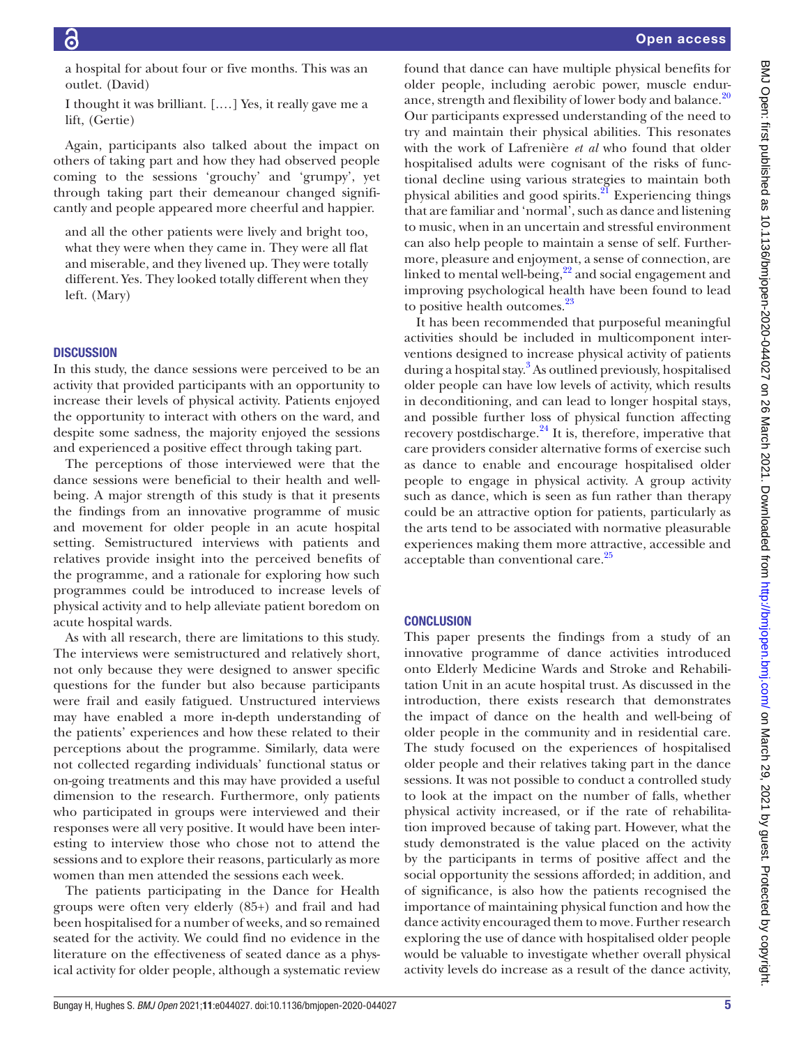a hospital for about four or five months. This was an outlet. (David)

I thought it was brilliant. [….] Yes, it really gave me a lift, (Gertie)

Again, participants also talked about the impact on others of taking part and how they had observed people coming to the sessions 'grouchy' and 'grumpy', yet through taking part their demeanour changed significantly and people appeared more cheerful and happier.

and all the other patients were lively and bright too, what they were when they came in. They were all flat and miserable, and they livened up. They were totally different. Yes. They looked totally different when they left. (Mary)

## DISCUSSION

In this study, the dance sessions were perceived to be an activity that provided participants with an opportunity to increase their levels of physical activity. Patients enjoyed the opportunity to interact with others on the ward, and despite some sadness, the majority enjoyed the sessions and experienced a positive effect through taking part.

The perceptions of those interviewed were that the dance sessions were beneficial to their health and well-being. A major strength of this study is that it presents the findings from an innovative programme of music and movement for older people in an acute hospital setting. Semistructured interviews with patients and relatives provide insight into the perceived benefits of the programme, and a rationale for exploring how such programmes could be introduced to increase levels of physical activity and to help alleviate patient boredom on acute hospital wards.

As with all research, there are limitations to this study. The interviews were semistructured and relatively short, not only because they were designed to answer specific questions for the funder but also because participants were frail and easily fatigued. Unstructured interviews may have enabled a more in-depth understanding of the patients' experiences and how these related to their perceptions about the programme. Similarly, data were not collected regarding individuals' functional status or on-going treatments and this may have provided a useful dimension to the research. Furthermore, only patients who participated in groups were interviewed and their responses were all very positive. It would have been interesting to interview those who chose not to attend the sessions and to explore their reasons, particularly as more women than men attended the sessions each week.

The patients participating in the Dance for Health groups were often very elderly (85+) and frail and had been hospitalised for a number of weeks, and so remained seated for the activity. We could find no evidence in the literature on the effectiveness of seated dance as a physical activity for older people, although a systematic review found that dance can have multiple physical benefits for older people, including aerobic power, muscle endurance, strength and flexibility of lower body and balance.[20] Our participants expressed understanding of the need to try and maintain their physical abilities. This resonates with the work of Lafrenière *et al* who found that older hospitalised adults were cognisant of the risks of functional decline using various strategies to maintain both physical abilities and good spirits.[21] Experiencing things that are familiar and 'normal', such as dance and listening to music, when in an uncertain and stressful environment can also help people to maintain a sense of self. Furthermore, pleasure and enjoyment, a sense of connection, are linked to mental well-being,[22] and social engagement and improving psychological health have been found to lead to positive health outcomes.[23]

It has been recommended that purposeful meaningful activities should be included in multicomponent interventions designed to increase physical activity of patients during a hospital stay.[3] As outlined previously, hospitalised older people can have low levels of activity, which results in deconditioning, and can lead to longer hospital stays, and possible further loss of physical function affecting recovery postdischarge.[24] It is, therefore, imperative that care providers consider alternative forms of exercise such as dance to enable and encourage hospitalised older people to engage in physical activity. A group activity such as dance, which is seen as fun rather than therapy could be an attractive option for patients, particularly as the arts tend to be associated with normative pleasurable experiences making them more attractive, accessible and acceptable than conventional care.[25]

## CONCLUSION

This paper presents the findings from a study of an innovative programme of dance activities introduced onto Elderly Medicine Wards and Stroke and Rehabilitation Unit in an acute hospital trust. As discussed in the introduction, there exists research that demonstrates the impact of dance on the health and well-being of older people in the community and in residential care. The study focused on the experiences of hospitalised older people and their relatives taking part in the dance sessions. It was not possible to conduct a controlled study to look at the impact on the number of falls, whether physical activity increased, or if the rate of rehabilitation improved because of taking part. However, what the study demonstrated is the value placed on the activity by the participants in terms of positive affect and the social opportunity the sessions afforded; in addition, and of significance, is also how the patients recognised the importance of maintaining physical function and how the dance activity encouraged them to move. Further research exploring the use of dance with hospitalised older people would be valuable to investigate whether overall physical activity levels do increase as a result of the dance activity,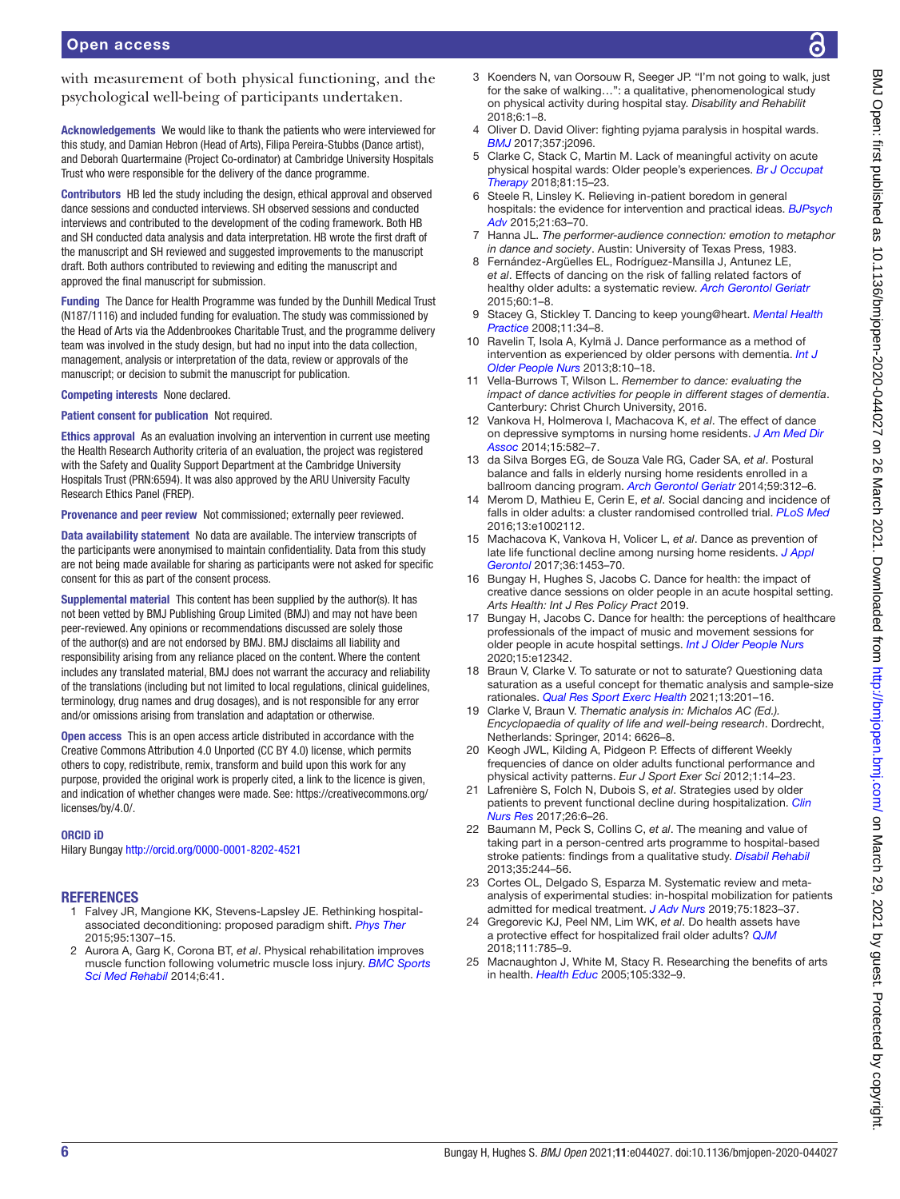with measurement of both physical functioning, and the psychological well-being of participants undertaken.

**Acknowledgements** We would like to thank the patients who were interviewed for this study, and Damian Hebron (Head of Arts), Filipa Pereira-Stubbs (Dance artist), and Deborah Quartermaine (Project Co-ordinator) at Cambridge University Hospitals Trust who were responsible for the delivery of the dance programme.

**Contributors** HB led the study including the design, ethical approval and observed dance sessions and conducted interviews. SH observed sessions and conducted interviews and contributed to the development of the coding framework. Both HB and SH conducted data analysis and data interpretation. HB wrote the first draft of the manuscript and SH reviewed and suggested improvements to the manuscript draft. Both authors contributed to reviewing and editing the manuscript and approved the final manuscript for submission.

**Funding** The Dance for Health Programme was funded by the Dunhill Medical Trust (N187/1116) and included funding for evaluation. The study was commissioned by the Head of Arts via the Addenbrookes Charitable Trust, and the programme delivery team was involved in the study design, but had no input into the data collection, management, analysis or interpretation of the data, review or approvals of the manuscript; or decision to submit the manuscript for publication.

**Competing interests** None declared.

**Patient consent for publication** Not required.

**Ethics approval** As an evaluation involving an intervention in current use meeting the Health Research Authority criteria of an evaluation, the project was registered with the Safety and Quality Support Department at the Cambridge University Hospitals Trust (PRN:6594). It was also approved by the ARU University Faculty Research Ethics Panel (FREP).

**Provenance and peer review** Not commissioned; externally peer reviewed.

**Data availability statement** No data are available. The interview transcripts of the participants were anonymised to maintain confidentiality. Data from this study are not being made available for sharing as participants were not asked for specific consent for this as part of the consent process.

**Supplemental material** This content has been supplied by the author(s). It has not been vetted by BMJ Publishing Group Limited (BMJ) and may not have been peer-reviewed. Any opinions or recommendations discussed are solely those of the author(s) and are not endorsed by BMJ. BMJ disclaims all liability and responsibility arising from any reliance placed on the content. Where the content includes any translated material, BMJ does not warrant the accuracy and reliability of the translations (including but not limited to local regulations, clinical guidelines, terminology, drug names and drug dosages), and is not responsible for any error and/or omissions arising from translation and adaptation or otherwise.

**Open access** This is an open access article distributed in accordance with the Creative Commons Attribution 4.0 Unported (CC BY 4.0) license, which permits others to copy, redistribute, remix, transform and build upon this work for any purpose, provided the original work is properly cited, a link to the licence is given, and indication of whether changes were made. See: https://creativecommons.org/licenses/by/4.0/.

**ORCID iD**

Hilary Bungay http://orcid.org/0000-0001-8202-4521

## REFERENCES

1. Falvey JR, Mangione KK, Stevens-Lapsley JE. Rethinking hospital-associated deconditioning: proposed paradigm shift. *Phys Ther* 2015;95:1307–15.
2. Aurora A, Garg K, Corona BT, *et al*. Physical rehabilitation improves muscle function following volumetric muscle loss injury. *BMC Sports Sci Med Rehabil* 2014;6:41.
3. Koenders N, van Oorsouw R, Seeger JP. "I'm not going to walk, just for the sake of walking…": a qualitative, phenomenological study on physical activity during hospital stay. *Disability and Rehabilit* 2018;6:1–8.
4. Oliver D. David Oliver: fighting pyjama paralysis in hospital wards. *BMJ* 2017;357:j2096.
5. Clarke C, Stack C, Martin M. Lack of meaningful activity on acute physical hospital wards: Older people's experiences. *Br J Occupat Therapy* 2018;81:15–23.
6. Steele R, Linsley K. Relieving in-patient boredom in general hospitals: the evidence for intervention and practical ideas. *BJPsych Adv* 2015;21:63–70.
7. Hanna JL. *The performer-audience connection: emotion to metaphor in dance and society*. Austin: University of Texas Press, 1983.
8. Fernández-Argüelles EL, Rodríguez-Mansilla J, Antunez LE, *et al*. Effects of dancing on the risk of falling related factors of healthy older adults: a systematic review. *Arch Gerontol Geriatr* 2015;60:1–8.
9. Stacey G, Stickley T. Dancing to keep young@heart. *Mental Health Practice* 2008;11:34–8.
10. Ravelin T, Isola A, Kylmä J. Dance performance as a method of intervention as experienced by older persons with dementia. *Int J Older People Nurs* 2013;8:10–18.
11. Vella-Burrows T, Wilson L. *Remember to dance: evaluating the impact of dance activities for people in different stages of dementia*. Canterbury: Christ Church University, 2016.
12. Vankova H, Holmerova I, Machacova K, *et al*. The effect of dance on depressive symptoms in nursing home residents. *J Am Med Dir Assoc* 2014;15:582–7.
13. da Silva Borges EG, de Souza Vale RG, Cader SA, *et al*. Postural balance and falls in elderly nursing home residents enrolled in a ballroom dancing program. *Arch Gerontol Geriatr* 2014;59:312–6.
14. Merom D, Mathieu E, Cerin E, *et al*. Social dancing and incidence of falls in older adults: a cluster randomised controlled trial. *PLoS Med* 2016;13:e1002112.
15. Machacova K, Vankova H, Volicer L, *et al*. Dance as prevention of late life functional decline among nursing home residents. *J Appl Gerontol* 2017;36:1453–70.
16. Bungay H, Hughes S, Jacobs C. Dance for health: the impact of creative dance sessions on older people in an acute hospital setting. *Arts Health: Int J Res Policy Pract* 2019.
17. Bungay H, Jacobs C. Dance for health: the perceptions of healthcare professionals of the impact of music and movement sessions for older people in acute hospital settings. *Int J Older People Nurs* 2020;15:e12342.
18. Braun V, Clarke V. To saturate or not to saturate? Questioning data saturation as a useful concept for thematic analysis and sample-size rationales. *Qual Res Sport Exerc Health* 2021;13:201–16.
19. Clarke V, Braun V. *Thematic analysis in: Michalos AC (Ed.). Encyclopaedia of quality of life and well-being research*. Dordrecht, Netherlands: Springer, 2014: 6626–8.
20. Keogh JWL, Kilding A, Pidgeon P. Effects of different Weekly frequencies of dance on older adults functional performance and physical activity patterns. *Eur J Sport Exer Sci* 2012;1:14–23.
21. Lafrenière S, Folch N, Dubois S, *et al*. Strategies used by older patients to prevent functional decline during hospitalization. *Clin Nurs Res* 2017;26:6–26.
22. Baumann M, Peck S, Collins C, *et al*. The meaning and value of taking part in a person-centred arts programme to hospital-based stroke patients: findings from a qualitative study. *Disabil Rehabil* 2013;35:244–56.
23. Cortes OL, Delgado S, Esparza M. Systematic review and meta-analysis of experimental studies: in-hospital mobilization for patients admitted for medical treatment. *J Adv Nurs* 2019;75:1823–37.
24. Gregorevic KJ, Peel NM, Lim WK, *et al*. Do health assets have a protective effect for hospitalized frail older adults? *QJM* 2018;111:785–9.
25. Macnaughton J, White M, Stacy R. Researching the benefits of arts in health. *Health Educ* 2005;105:332–9.